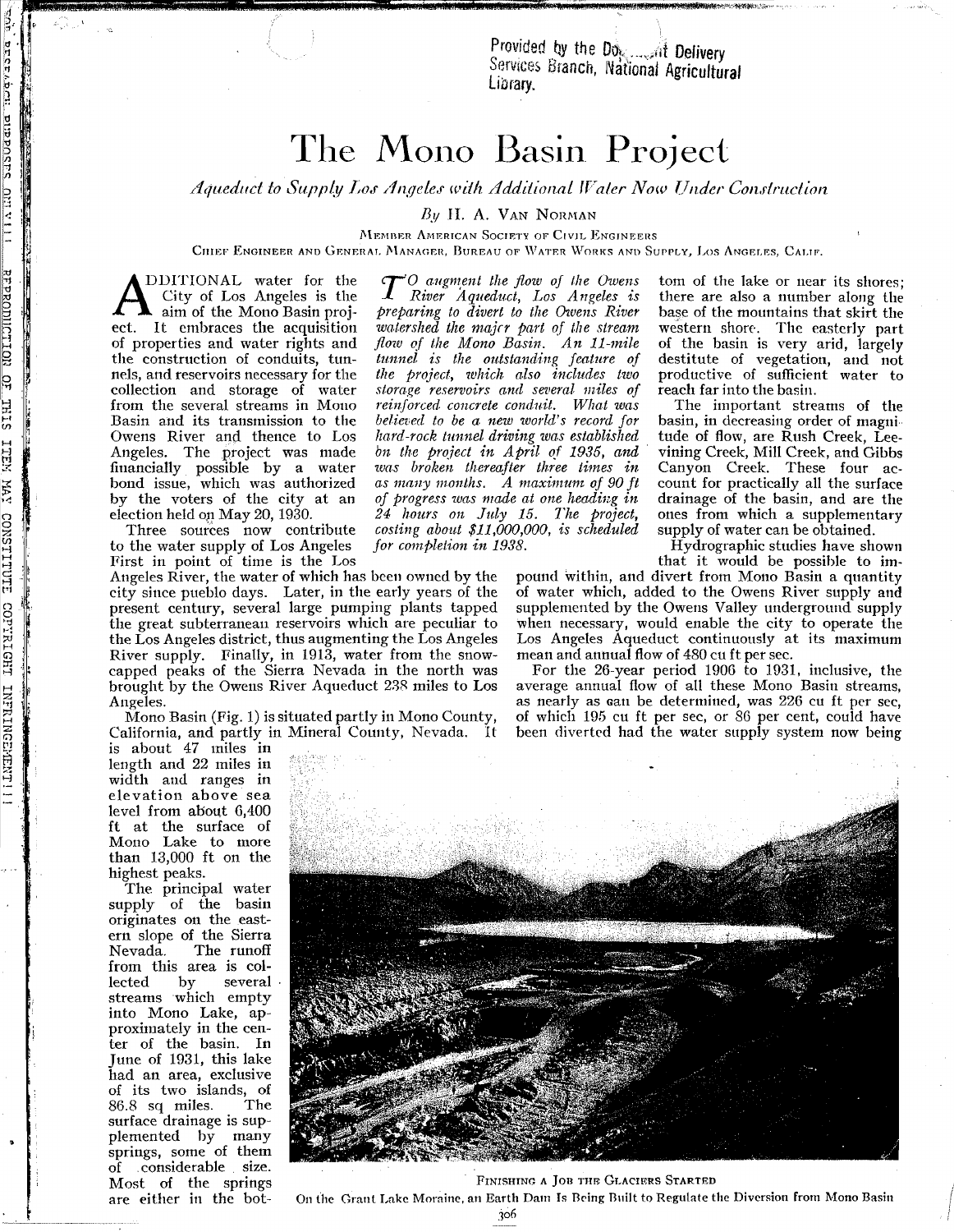Provided by the Do... nt Delivery Services Branch, National Agricultural Library.

# The Mono Basin Project

*Aqueduct to Supply Los Angeles with Additional Water Now Under Construction*

By H. A. Van Norman

Member American Society of Civil Engineers

Chief Engineer and General Manager, Bureau of Water Works and Supply, Los Angeles, Calif.

*To augment the flow of the Owens River Aqueduct, Los Angeles is preparing to divert to the Owens River watershed the major part of the stream flow of the Mono Basin. An 11-mile tunnel is the outstanding feature of the project, which also includes two storage reservoirs and several miles of reinforced concrete conduit. What was believed to be a new world's record for hard-rock tunnel driving was established on the project in April of 1935, and was broken thereafter three times in as many months. A maximum of 90 ft of progress was made at one heading in 24 hours on July 15. The project, costing about $11,000,000, is scheduled for completion in 1938.*

Additional water for the City of Los Angeles is the aim of the Mono Basin project. It embraces the acquisition of properties and water rights and the construction of conduits, tunnels, and reservoirs necessary for the collection and storage of water from the several streams in Mono Basin and its transmission to the Owens River and thence to Los Angeles. The project was made financially possible by a water bond issue, which was authorized by the voters of the city at an election held on May 20, 1930.

Three sources now contribute to the water supply of Los Angeles. First in point of time is the Los Angeles River, the water of which has been owned by the city since pueblo days. Later, in the early years of the present century, several large pumping plants tapped the great subterranean reservoirs which are peculiar to the Los Angeles district, thus augmenting the Los Angeles River supply. Finally, in 1913, water from the snow-capped peaks of the Sierra Nevada in the north was brought by the Owens River Aqueduct 238 miles to Los Angeles.

Mono Basin (Fig. 1) is situated partly in Mono County, California, and partly in Mineral County, Nevada. It is about 47 miles in length and 22 miles in width and ranges in elevation above sea level from about 6,400 ft at the surface of Mono Lake to more than 13,000 ft on the highest peaks.

The principal water supply of the basin originates on the eastern slope of the Sierra Nevada. The runoff from this area is collected by several streams which empty into Mono Lake, approximately in the center of the basin. In June of 1931, this lake had an area, exclusive of its two islands, of 86.8 sq miles. The surface drainage is supplemented by many springs, some of them of considerable size. Most of the springs are either in the bottom of the lake or near its shores; there are also a number along the base of the mountains that skirt the western shore. The easterly part of the basin is very arid, largely destitute of vegetation, and not productive of sufficient water to reach far into the basin.

The important streams of the basin, in decreasing order of magnitude of flow, are Rush Creek, Lee-vining Creek, Mill Creek, and Gibbs Canyon Creek. These four account for practically all the surface drainage of the basin, and are the ones from which a supplementary supply of water can be obtained.

Hydrographic studies have shown that it would be possible to impound within, and divert from Mono Basin a quantity of water which, added to the Owens River supply and supplemented by the Owens Valley underground supply when necessary, would enable the city to operate the Los Angeles Aqueduct continuously at its maximum mean and annual flow of 480 cu ft per sec.

For the 26-year period 1906 to 1931, inclusive, the average annual flow of all these Mono Basin streams, as nearly as can be determined, was 226 cu ft per sec, of which 195 cu ft per sec, or 86 per cent, could have been diverted had the water supply system now being

Finishing a Job the Glaciers Started

On the Grant Lake Moraine, an Earth Dam Is Being Built to Regulate the Diversion from Mono Basin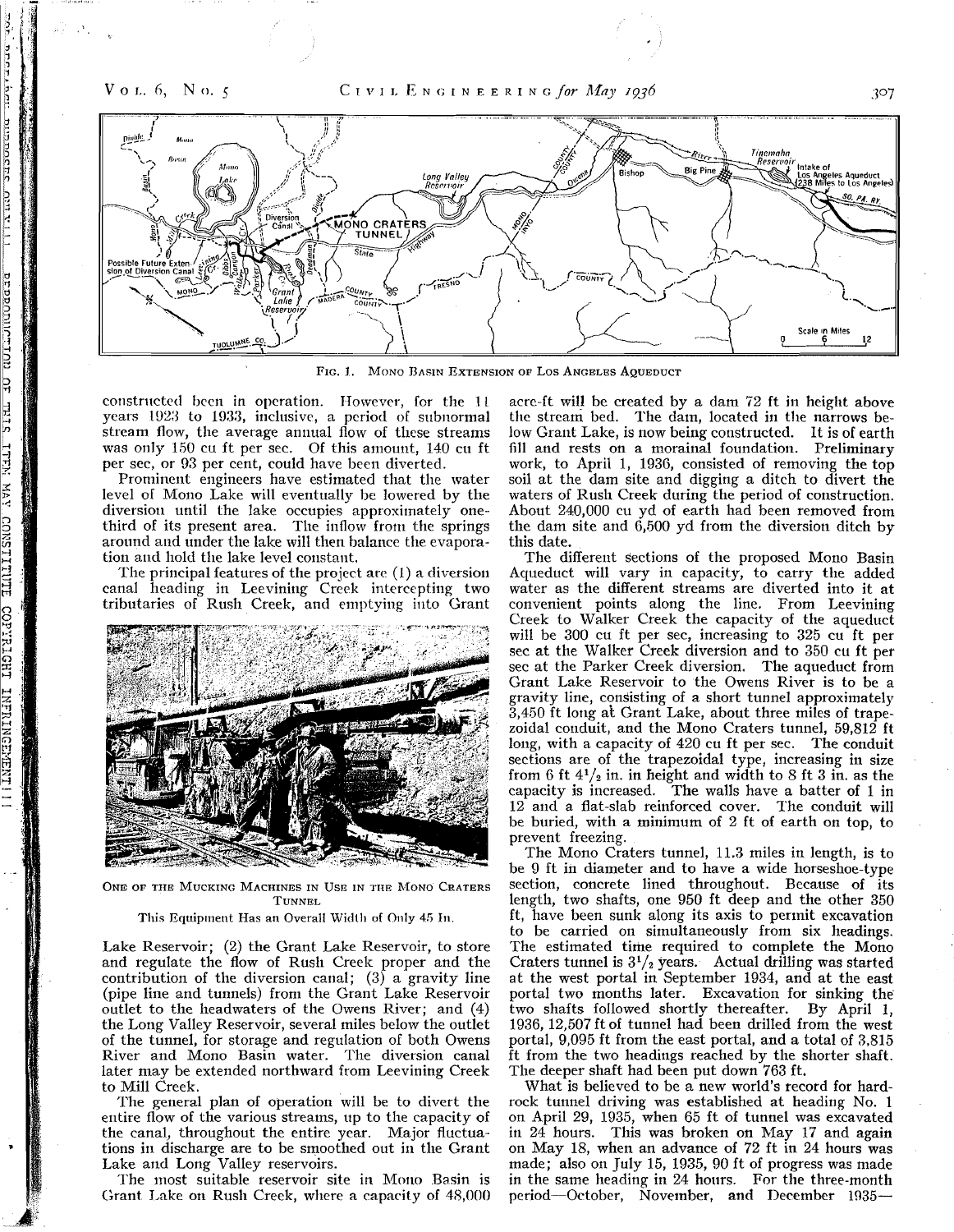FIG. 1. MONO BASIN EXTENSION OF LOS ANGELES AQUEDUCT

constructed been in operation. However, for the 11 years 1923 to 1933, inclusive, a period of subnormal stream flow, the average annual flow of these streams was only 150 cu ft per sec. Of this amount, 140 cu ft per sec, or 93 per cent, could have been diverted.

Prominent engineers have estimated that the water level of Mono Lake will eventually be lowered by the diversion until the lake occupies approximately one-third of its present area. The inflow from the springs around and under the lake will then balance the evaporation and hold the lake level constant.

The principal features of the project are (1) a diversion canal heading in Leevining Creek intercepting two tributaries of Rush Creek, and emptying into Grant Lake Reservoir; (2) the Grant Lake Reservoir, to store and regulate the flow of Rush Creek proper and the contribution of the diversion canal; (3) a gravity line (pipe line and tunnels) from the Grant Lake Reservoir outlet to the headwaters of the Owens River; and (4) the Long Valley Reservoir, several miles below the outlet of the tunnel, for storage and regulation of both Owens River and Mono Basin water. The diversion canal later may be extended northward from Leevining Creek to Mill Creek.

ONE OF THE MUCKING MACHINES IN USE IN THE MONO CRATERS TUNNEL

This Equipment Has an Overall Width of Only 45 In.

The general plan of operation will be to divert the entire flow of the various streams, up to the capacity of the canal, throughout the entire year. Major fluctuations in discharge are to be smoothed out in the Grant Lake and Long Valley reservoirs.

The most suitable reservoir site in Mono Basin is Grant Lake on Rush Creek, where a capacity of 48,000 acre-ft will be created by a dam 72 ft in height above the stream bed. The dam, located in the narrows below Grant Lake, is now being constructed. It is of earth fill and rests on a morainal foundation. Preliminary work, to April 1, 1936, consisted of removing the top soil at the dam site and digging a ditch to divert the waters of Rush Creek during the period of construction. About 240,000 cu yd of earth had been removed from the dam site and 6,500 yd from the diversion ditch by this date.

The different sections of the proposed Mono Basin Aqueduct will vary in capacity, to carry the added water as the different streams are diverted into it at convenient points along the line. From Leevining Creek to Walker Creek the capacity of the aqueduct will be 300 cu ft per sec, increasing to 325 cu ft per sec at the Walker Creek diversion and to 350 cu ft per sec at the Parker Creek diversion. The aqueduct from Grant Lake Reservoir to the Owens River is to be a gravity line, consisting of a short tunnel approximately 3,450 ft long at Grant Lake, about three miles of trapezoidal conduit, and the Mono Craters tunnel, 59,812 ft long, with a capacity of 420 cu ft per sec. The conduit sections are of the trapezoidal type, increasing in size from 6 ft $4^1/_2$ in. in height and width to 8 ft 3 in. as the capacity is increased. The walls have a batter of 1 in 12 and a flat-slab reinforced cover. The conduit will be buried, with a minimum of 2 ft of earth on top, to prevent freezing.

The Mono Craters tunnel, 11.3 miles in length, is to be 9 ft in diameter and to have a wide horseshoe-type section, concrete lined throughout. Because of its length, two shafts, one 950 ft deep and the other 350 ft, have been sunk along its axis to permit excavation to be carried on simultaneously from six headings. The estimated time required to complete the Mono Craters tunnel is $3^1/_2$ years. Actual drilling was started at the west portal in September 1934, and at the east portal two months later. Excavation for sinking the two shafts followed shortly thereafter. By April 1, 1936, 12,507 ft of tunnel had been drilled from the west portal, 9,095 ft from the east portal, and a total of 3,815 ft from the two headings reached by the shorter shaft. The deeper shaft had been put down 763 ft.

What is believed to be a new world's record for hard-rock tunnel driving was established at heading No. 1 on April 29, 1935, when 65 ft of tunnel was excavated in 24 hours. This was broken on May 17 and again on May 18, when an advance of 72 ft in 24 hours was made; also on July 15, 1935, 90 ft of progress was made in the same heading in 24 hours. For the three-month period—October, November, and December 1935—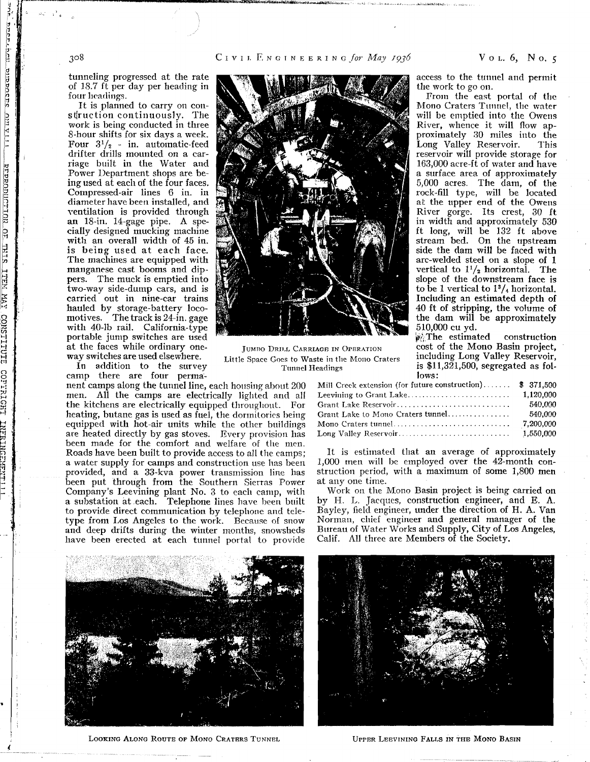tunneling progressed at the rate of 18.7 ft per day per heading in four headings.

It is planned to carry on construction continuously. The work is being conducted in three 8-hour shifts for six days a week. Four $3^1/_2$ - in. automatic-feed drifter drills mounted on a carriage built in the Water and Power Department shops are being used at each of the four faces. Compressed-air lines 6 in. in diameter have been installed, and ventilation is provided through an 18-in. 14-gage pipe. A specially designed mucking machine with an overall width of 45 in. is being used at each face. The machines are equipped with manganese cast booms and dippers. The muck is emptied into two-way side-dump cars, and is carried out in nine-car trains hauled by storage-battery locomotives. The track is 24-in. gage with 40-lb rail. California-type portable jump switches are used at the faces while ordinary one-way switches are used elsewhere.

In addition to the survey camp there are four permanent camps along the tunnel line, each housing about 200 men. All the camps are electrically lighted and all the kitchens are electrically equipped throughout. For heating, butane gas is used as fuel, the dormitories being equipped with hot-air units while the other buildings are heated directly by gas stoves. Every provision has been made for the comfort and welfare of the men. Roads have been built to provide access to all the camps; a water supply for camps and construction use has been provided, and a 33-kva power transmission line has been put through from the Southern Sierras Power Company's Leevining plant No. 3 to each camp, with a substation at each. Telephone lines have been built to provide direct communication by telephone and teletype from Los Angeles to the work. Because of snow and deep drifts during the winter months, snowsheds have been erected at each tunnel portal to provide access to the tunnel and permit the work to go on.

JUMBO DRILL CARRIAGE IN OPERATION
Little Space Goes to Waste in the Mono Craters Tunnel Headings

From the east portal of the Mono Craters Tunnel, the water will be emptied into the Owens River, whence it will flow approximately 30 miles into the Long Valley Reservoir. This reservoir will provide storage for 163,000 acre-ft of water and have a surface area of approximately 5,000 acres. The dam, of the rock-fill type, will be located at the upper end of the Owens River gorge. Its crest, 30 ft in width and approximately 530 ft long, will be 132 ft above stream bed. On the upstream side the dam will be faced with arc-welded steel on a slope of 1 vertical to $1^1/_2$ horizontal. The slope of the downstream face is to be 1 vertical to $1^3/_4$ horizontal. Including an estimated depth of 40 ft of stripping, the volume of the dam will be approximately 510,000 cu yd.

The estimated construction cost of the Mono Basin project, including Long Valley Reservoir, is $11,321,500, segregated as follows:

| | |
|---|---|
| Mill Creek extension (for future construction) | $ 371,500 |
| Leevining to Grant Lake | 1,120,000 |
| Grant Lake Reservoir | 540,000 |
| Grant Lake to Mono Craters tunnel | 540,000 |
| Mono Craters tunnel | 7,200,000 |
| Long Valley Reservoir | 1,550,000 |

It is estimated that an average of approximately 1,000 men will be employed over the 42-month construction period, with a maximum of some 1,800 men at any one time.

Work on the Mono Basin project is being carried on by H. L. Jacques, construction engineer, and E. A. Bayley, field engineer, under the direction of H. A. Van Norman, chief engineer and general manager of the Bureau of Water Works and Supply, City of Los Angeles, Calif. All three are Members of the Society.

LOOKING ALONG ROUTE OF MONO CRATERS TUNNEL

UPPER LEEVINING FALLS IN THE MONO BASIN